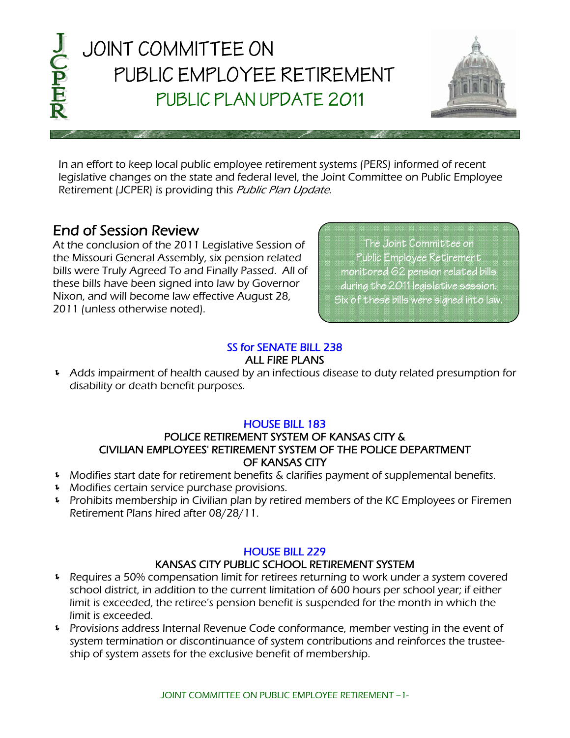# JOINT COMMITTEE ON PUBLIC EMPLOYEE RETIREMENT

## PUBLIC PLAN UPDATE 2011

In an effort to keep local public employee retirement systems (PERS) informed of recent legislative changes on the state and federal level, the Joint Committee on Public Employee Retirement (JCPER) is providing this *Public Plan Update*.

## End of Session Review

At the conclusion of the 2011 Legislative Session of the Missouri General Assembly, six pension related bills were Truly Agreed To and Finally Passed. All of these bills have been signed into law by Governor Nixon, and will become law effective August 28, 2011 (unless otherwise noted).

> The Joint Committee on Public Employee Retirement monitored 62 pension related bills during the 2011 legislative session. Six of these bills were signed into law.

### SS for SENATE BILL 238

**ALL FIRE PLANS**

- Adds impairment of health caused by an infectious disease to duty related presumption for disability or death benefit purposes.

### HOUSE BILL 183

**POLICE RETIREMENT SYSTEM OF KANSAS CITY & CIVILIAN EMPLOYEES' RETIREMENT SYSTEM OF THE POLICE DEPARTMENT OF KANSAS CITY**

- Modifies start date for retirement benefits & clarifies payment of supplemental benefits.
- Modifies certain service purchase provisions.
- Prohibits membership in Civilian plan by retired members of the KC Employees or Firemen Retirement Plans hired after 08/28/11.

### HOUSE BILL 229

**KANSAS CITY PUBLIC SCHOOL RETIREMENT SYSTEM**

- Requires a 50% compensation limit for retirees returning to work under a system covered school district, in addition to the current limitation of 600 hours per school year; if either limit is exceeded, the retiree's pension benefit is suspended for the month in which the limit is exceeded.
- Provisions address Internal Revenue Code conformance, member vesting in the event of system termination or discontinuance of system contributions and reinforces the trusteeship of system assets for the exclusive benefit of membership.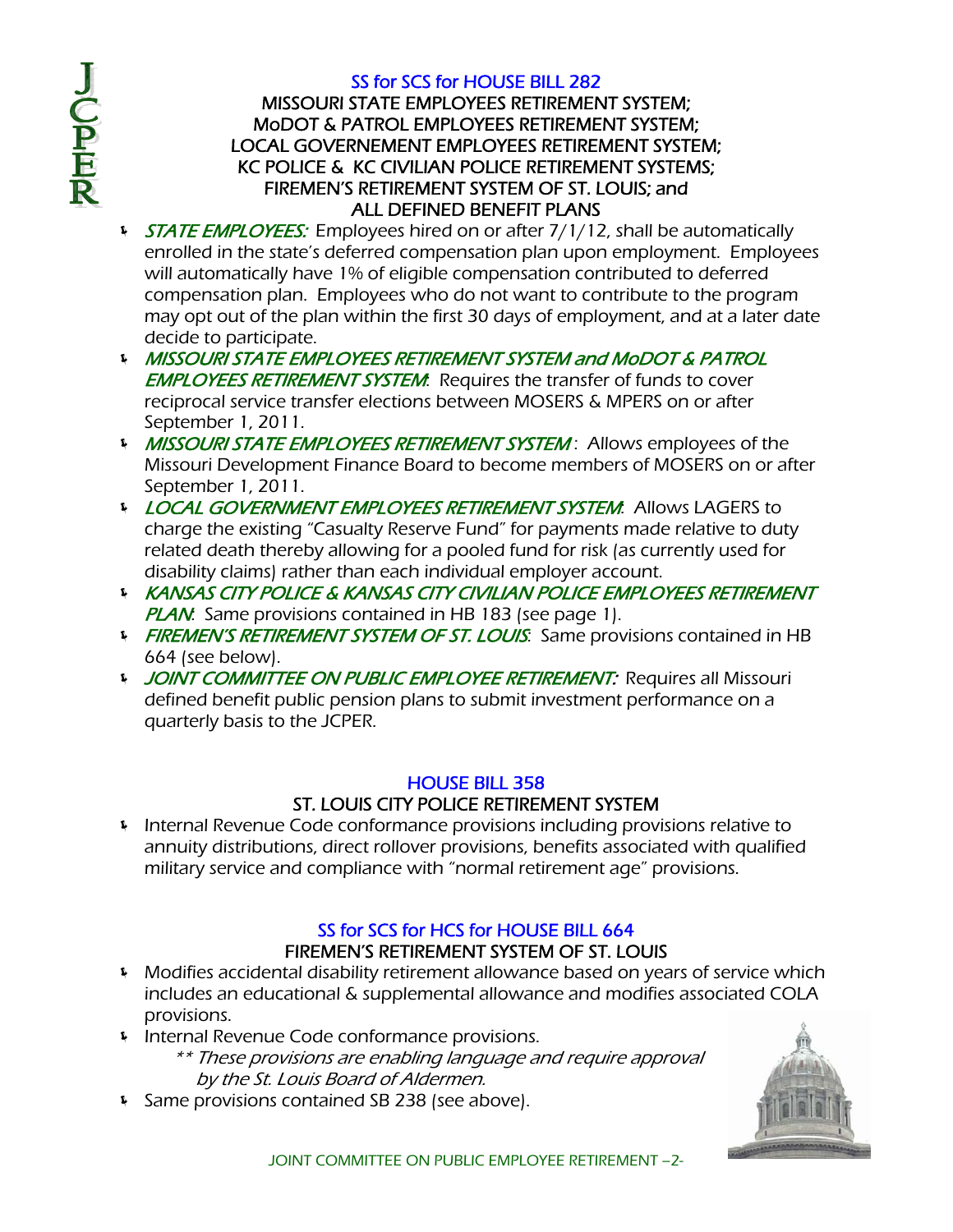## SS for SCS for HOUSE BILL 282

### MISSOURI STATE EMPLOYEES RETIREMENT SYSTEM; MoDOT & PATROL EMPLOYEES RETIREMENT SYSTEM; LOCAL GOVERNEMENT EMPLOYEES RETIREMENT SYSTEM; KC POLICE & KC CIVILIAN POLICE RETIREMENT SYSTEMS; FIREMEN'S RETIREMENT SYSTEM OF ST. LOUIS; and ALL DEFINED BENEFIT PLANS

- *STATE EMPLOYEES:* Employees hired on or after 7/1/12, shall be automatically enrolled in the state's deferred compensation plan upon employment. Employees will automatically have 1% of eligible compensation contributed to deferred compensation plan. Employees who do not want to contribute to the program may opt out of the plan within the first 30 days of employment, and at a later date decide to participate.
- *MISSOURI STATE EMPLOYEES RETIREMENT SYSTEM and MoDOT & PATROL EMPLOYEES RETIREMENT SYSTEM*: Requires the transfer of funds to cover reciprocal service transfer elections between MOSERS & MPERS on or after September 1, 2011.
- *MISSOURI STATE EMPLOYEES RETIREMENT SYSTEM* : Allows employees of the Missouri Development Finance Board to become members of MOSERS on or after September 1, 2011.
- *LOCAL GOVERNMENT EMPLOYEES RETIREMENT SYSTEM*: Allows LAGERS to charge the existing "Casualty Reserve Fund" for payments made relative to duty related death thereby allowing for a pooled fund for risk (as currently used for disability claims) rather than each individual employer account.
- *KANSAS CITY POLICE & KANSAS CITY CIVILIAN POLICE EMPLOYEES RETIREMENT PLAN*: Same provisions contained in HB 183 (see page 1).
- *FIREMEN'S RETIREMENT SYSTEM OF ST. LOUIS*: Same provisions contained in HB 664 (see below).
- *JOINT COMMITTEE ON PUBLIC EMPLOYEE RETIREMENT:* Requires all Missouri defined benefit public pension plans to submit investment performance on a quarterly basis to the JCPER.

## HOUSE BILL 358

### ST. LOUIS CITY POLICE RETIREMENT SYSTEM

- Internal Revenue Code conformance provisions including provisions relative to annuity distributions, direct rollover provisions, benefits associated with qualified military service and compliance with "normal retirement age" provisions.

## SS for SCS for HCS for HOUSE BILL 664

### FIREMEN'S RETIREMENT SYSTEM OF ST. LOUIS

- Modifies accidental disability retirement allowance based on years of service which includes an educational & supplemental allowance and modifies associated COLA provisions.
- Internal Revenue Code conformance provisions.
  - *\*\* These provisions are enabling language and require approval by the St. Louis Board of Aldermen.*
- Same provisions contained SB 238 (see above).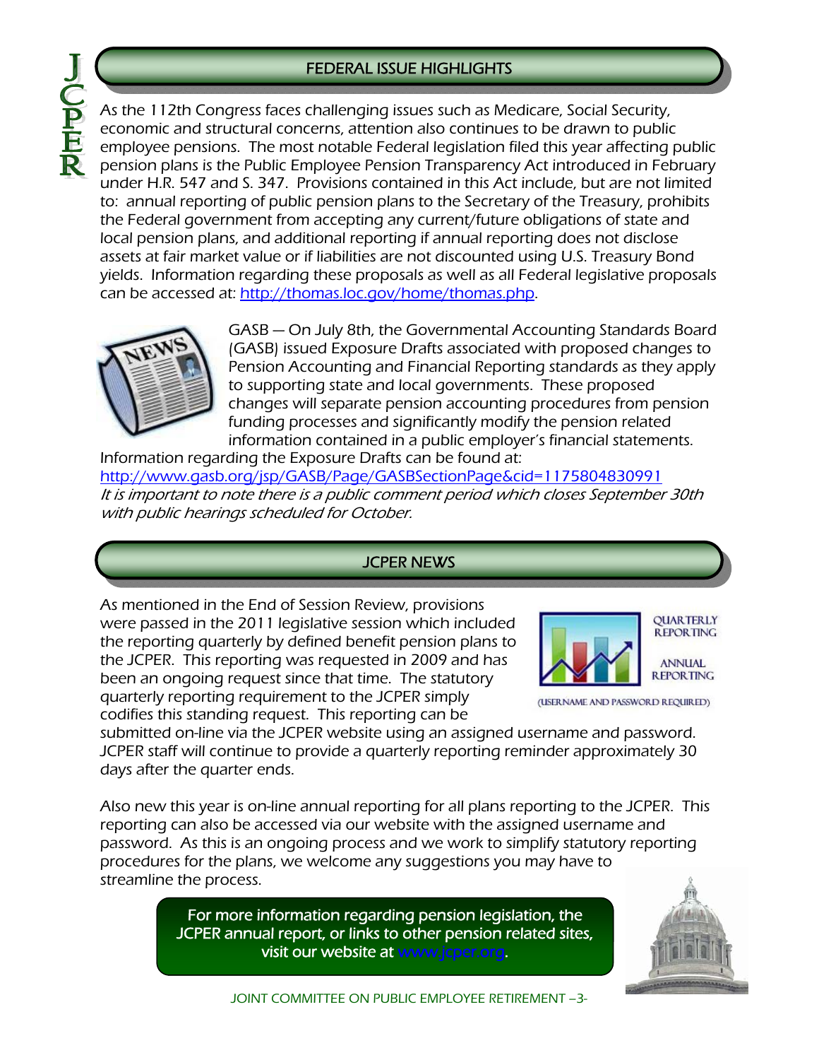## FEDERAL ISSUE HIGHLIGHTS

As the 112th Congress faces challenging issues such as Medicare, Social Security, economic and structural concerns, attention also continues to be drawn to public employee pensions. The most notable Federal legislation filed this year affecting public pension plans is the Public Employee Pension Transparency Act introduced in February under H.R. 547 and S. 347. Provisions contained in this Act include, but are not limited to: annual reporting of public pension plans to the Secretary of the Treasury, prohibits the Federal government from accepting any current/future obligations of state and local pension plans, and additional reporting if annual reporting does not disclose assets at fair market value or if liabilities are not discounted using U.S. Treasury Bond yields. Information regarding these proposals as well as all Federal legislative proposals can be accessed at: http://thomas.loc.gov/home/thomas.php.

GASB — On July 8th, the Governmental Accounting Standards Board (GASB) issued Exposure Drafts associated with proposed changes to Pension Accounting and Financial Reporting standards as they apply to supporting state and local governments. These proposed changes will separate pension accounting procedures from pension funding processes and significantly modify the pension related information contained in a public employer's financial statements. Information regarding the Exposure Drafts can be found at: http://www.gasb.org/jsp/GASB/Page/GASBSectionPage&cid=1175804830991

*It is important to note there is a public comment period which closes September 30th with public hearings scheduled for October.*

## JCPER NEWS

As mentioned in the End of Session Review, provisions were passed in the 2011 legislative session which included the reporting quarterly by defined benefit pension plans to the JCPER. This reporting was requested in 2009 and has been an ongoing request since that time. The statutory quarterly reporting requirement to the JCPER simply codifies this standing request. This reporting can be submitted on-line via the JCPER website using an assigned username and password. JCPER staff will continue to provide a quarterly reporting reminder approximately 30 days after the quarter ends.

QUARTERLY REPORTING

ANNUAL REPORTING

(USERNAME AND PASSWORD REQUIRED)

Also new this year is on-line annual reporting for all plans reporting to the JCPER. This reporting can also be accessed via our website with the assigned username and password. As this is an ongoing process and we work to simplify statutory reporting procedures for the plans, we welcome any suggestions you may have to streamline the process.

For more information regarding pension legislation, the JCPER annual report, or links to other pension related sites, visit our website at www.jcper.org.